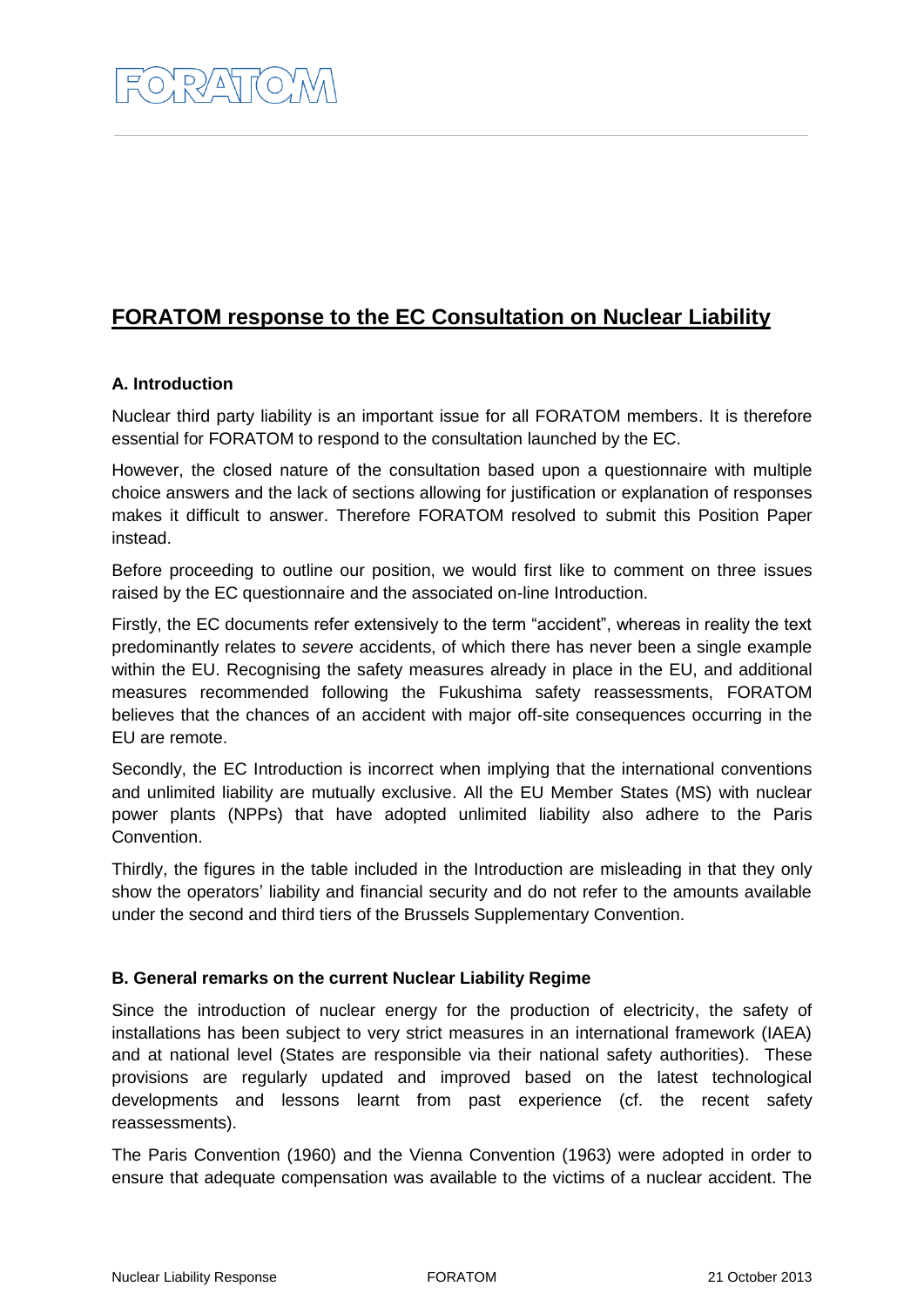# FORATOM response to the EC Consultation on Nuclear Liability

## A. Introduction

Nuclear third party liability is an important issue for all FORATOM members. It is therefore essential for FORATOM to respond to the consultation launched by the EC.

However, the closed nature of the consultation based upon a questionnaire with multiple choice answers and the lack of sections allowing for justification or explanation of responses makes it difficult to answer. Therefore FORATOM resolved to submit this Position Paper instead.

Before proceeding to outline our position, we would first like to comment on three issues raised by the EC questionnaire and the associated on-line Introduction.

Firstly, the EC documents refer extensively to the term "accident", whereas in reality the text predominantly relates to *severe* accidents, of which there has never been a single example within the EU. Recognising the safety measures already in place in the EU, and additional measures recommended following the Fukushima safety reassessments, FORATOM believes that the chances of an accident with major off-site consequences occurring in the EU are remote.

Secondly, the EC Introduction is incorrect when implying that the international conventions and unlimited liability are mutually exclusive. All the EU Member States (MS) with nuclear power plants (NPPs) that have adopted unlimited liability also adhere to the Paris Convention.

Thirdly, the figures in the table included in the Introduction are misleading in that they only show the operators' liability and financial security and do not refer to the amounts available under the second and third tiers of the Brussels Supplementary Convention.

## B. General remarks on the current Nuclear Liability Regime

Since the introduction of nuclear energy for the production of electricity, the safety of installations has been subject to very strict measures in an international framework (IAEA) and at national level (States are responsible via their national safety authorities). These provisions are regularly updated and improved based on the latest technological developments and lessons learnt from past experience (cf. the recent safety reassessments).

The Paris Convention (1960) and the Vienna Convention (1963) were adopted in order to ensure that adequate compensation was available to the victims of a nuclear accident. The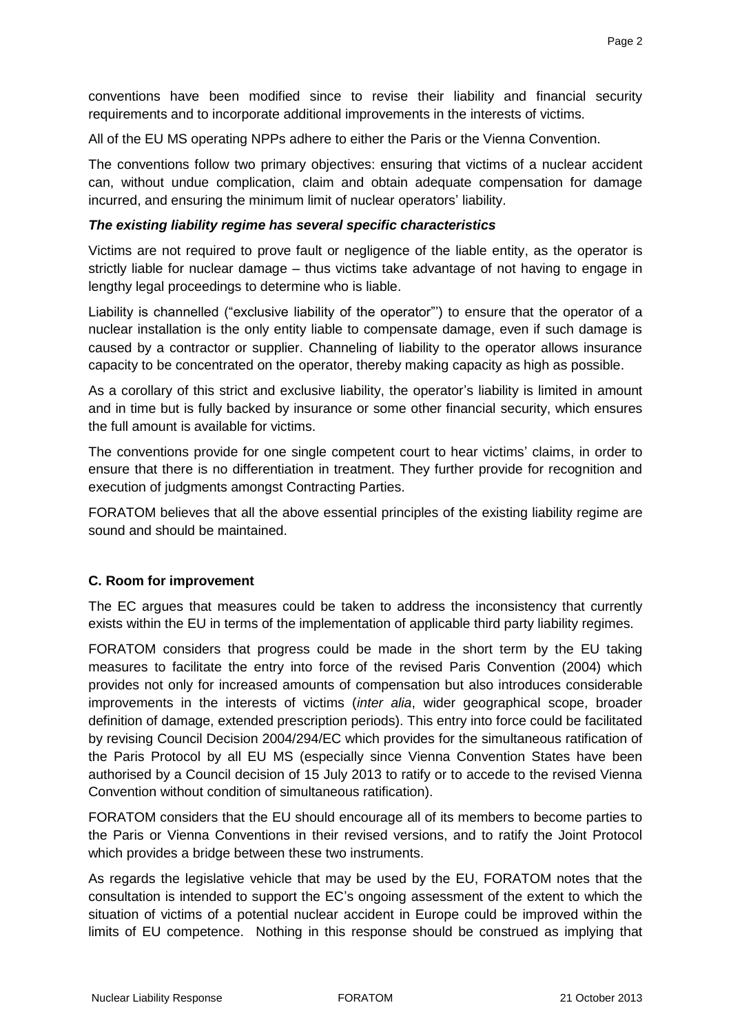conventions have been modified since to revise their liability and financial security requirements and to incorporate additional improvements in the interests of victims.

All of the EU MS operating NPPs adhere to either the Paris or the Vienna Convention.

The conventions follow two primary objectives: ensuring that victims of a nuclear accident can, without undue complication, claim and obtain adequate compensation for damage incurred, and ensuring the minimum limit of nuclear operators' liability.

***The existing liability regime has several specific characteristics***

Victims are not required to prove fault or negligence of the liable entity, as the operator is strictly liable for nuclear damage – thus victims take advantage of not having to engage in lengthy legal proceedings to determine who is liable.

Liability is channelled ("exclusive liability of the operator"') to ensure that the operator of a nuclear installation is the only entity liable to compensate damage, even if such damage is caused by a contractor or supplier. Channeling of liability to the operator allows insurance capacity to be concentrated on the operator, thereby making capacity as high as possible.

As a corollary of this strict and exclusive liability, the operator's liability is limited in amount and in time but is fully backed by insurance or some other financial security, which ensures the full amount is available for victims.

The conventions provide for one single competent court to hear victims' claims, in order to ensure that there is no differentiation in treatment. They further provide for recognition and execution of judgments amongst Contracting Parties.

FORATOM believes that all the above essential principles of the existing liability regime are sound and should be maintained.

## C. Room for improvement

The EC argues that measures could be taken to address the inconsistency that currently exists within the EU in terms of the implementation of applicable third party liability regimes.

FORATOM considers that progress could be made in the short term by the EU taking measures to facilitate the entry into force of the revised Paris Convention (2004) which provides not only for increased amounts of compensation but also introduces considerable improvements in the interests of victims (*inter alia*, wider geographical scope, broader definition of damage, extended prescription periods). This entry into force could be facilitated by revising Council Decision 2004/294/EC which provides for the simultaneous ratification of the Paris Protocol by all EU MS (especially since Vienna Convention States have been authorised by a Council decision of 15 July 2013 to ratify or to accede to the revised Vienna Convention without condition of simultaneous ratification).

FORATOM considers that the EU should encourage all of its members to become parties to the Paris or Vienna Conventions in their revised versions, and to ratify the Joint Protocol which provides a bridge between these two instruments.

As regards the legislative vehicle that may be used by the EU, FORATOM notes that the consultation is intended to support the EC's ongoing assessment of the extent to which the situation of victims of a potential nuclear accident in Europe could be improved within the limits of EU competence. Nothing in this response should be construed as implying that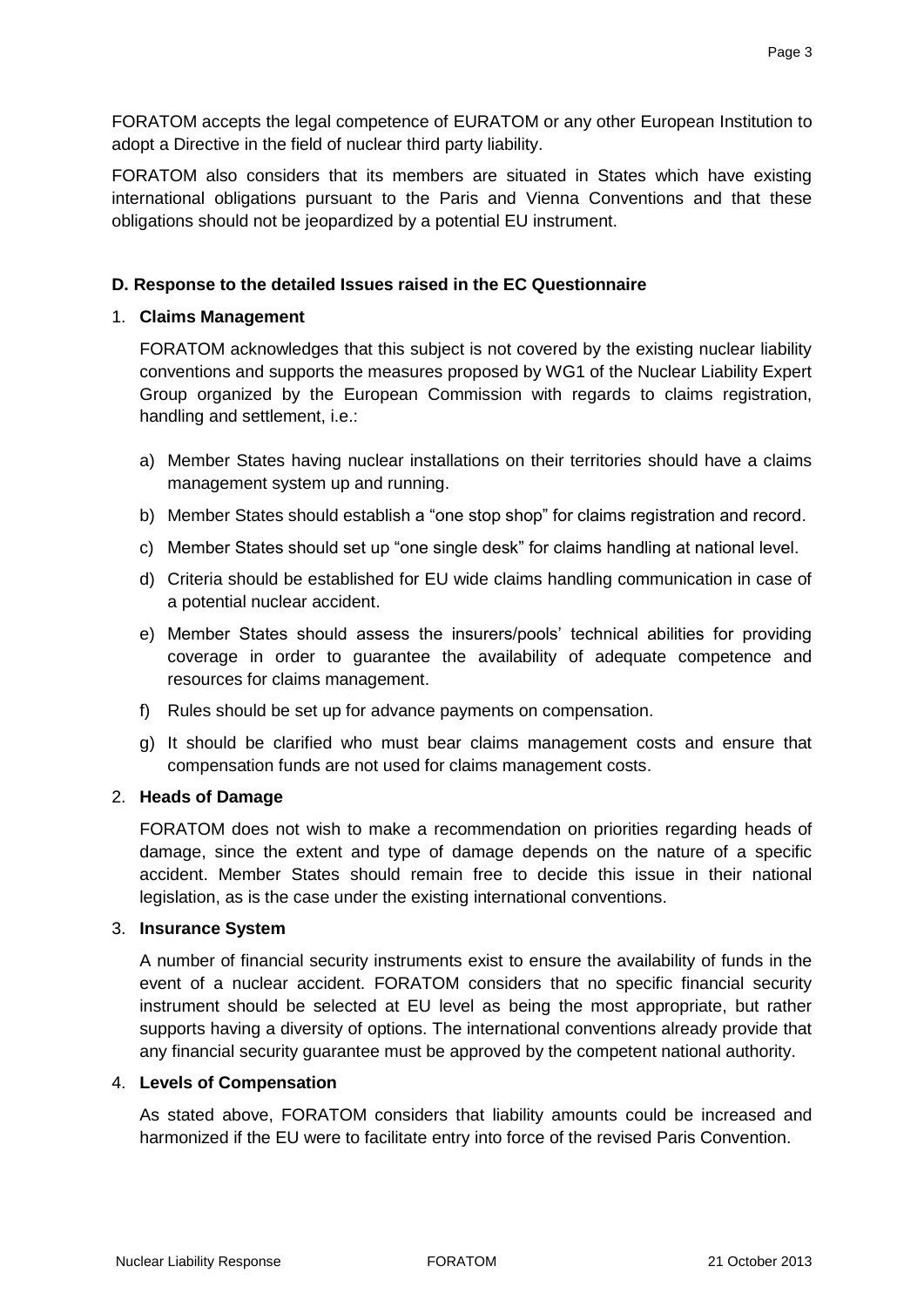FORATOM accepts the legal competence of EURATOM or any other European Institution to adopt a Directive in the field of nuclear third party liability.

FORATOM also considers that its members are situated in States which have existing international obligations pursuant to the Paris and Vienna Conventions and that these obligations should not be jeopardized by a potential EU instrument.

### D. Response to the detailed Issues raised in the EC Questionnaire

1. **Claims Management**

   FORATOM acknowledges that this subject is not covered by the existing nuclear liability conventions and supports the measures proposed by WG1 of the Nuclear Liability Expert Group organized by the European Commission with regards to claims registration, handling and settlement, i.e.:

   a) Member States having nuclear installations on their territories should have a claims management system up and running.

   b) Member States should establish a "one stop shop" for claims registration and record.

   c) Member States should set up "one single desk" for claims handling at national level.

   d) Criteria should be established for EU wide claims handling communication in case of a potential nuclear accident.

   e) Member States should assess the insurers/pools' technical abilities for providing coverage in order to guarantee the availability of adequate competence and resources for claims management.

   f) Rules should be set up for advance payments on compensation.

   g) It should be clarified who must bear claims management costs and ensure that compensation funds are not used for claims management costs.

2. **Heads of Damage**

   FORATOM does not wish to make a recommendation on priorities regarding heads of damage, since the extent and type of damage depends on the nature of a specific accident. Member States should remain free to decide this issue in their national legislation, as is the case under the existing international conventions.

3. **Insurance System**

   A number of financial security instruments exist to ensure the availability of funds in the event of a nuclear accident. FORATOM considers that no specific financial security instrument should be selected at EU level as being the most appropriate, but rather supports having a diversity of options. The international conventions already provide that any financial security guarantee must be approved by the competent national authority.

4. **Levels of Compensation**

   As stated above, FORATOM considers that liability amounts could be increased and harmonized if the EU were to facilitate entry into force of the revised Paris Convention.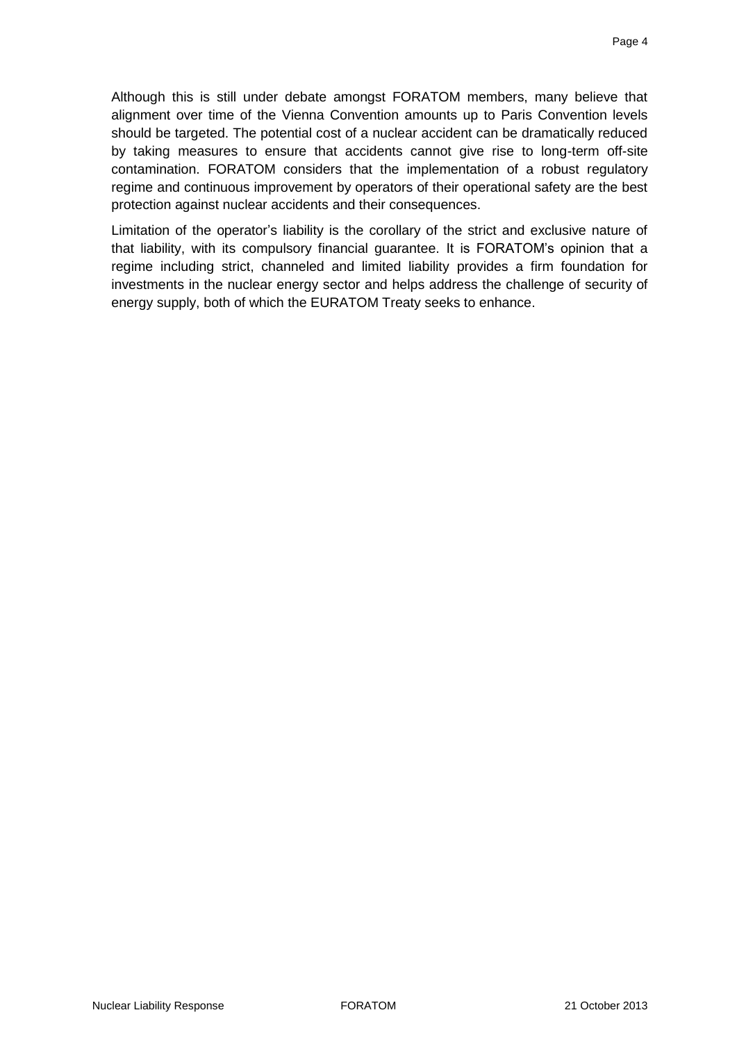Although this is still under debate amongst FORATOM members, many believe that alignment over time of the Vienna Convention amounts up to Paris Convention levels should be targeted. The potential cost of a nuclear accident can be dramatically reduced by taking measures to ensure that accidents cannot give rise to long-term off-site contamination. FORATOM considers that the implementation of a robust regulatory regime and continuous improvement by operators of their operational safety are the best protection against nuclear accidents and their consequences.

Limitation of the operator's liability is the corollary of the strict and exclusive nature of that liability, with its compulsory financial guarantee. It is FORATOM's opinion that a regime including strict, channeled and limited liability provides a firm foundation for investments in the nuclear energy sector and helps address the challenge of security of energy supply, both of which the EURATOM Treaty seeks to enhance.